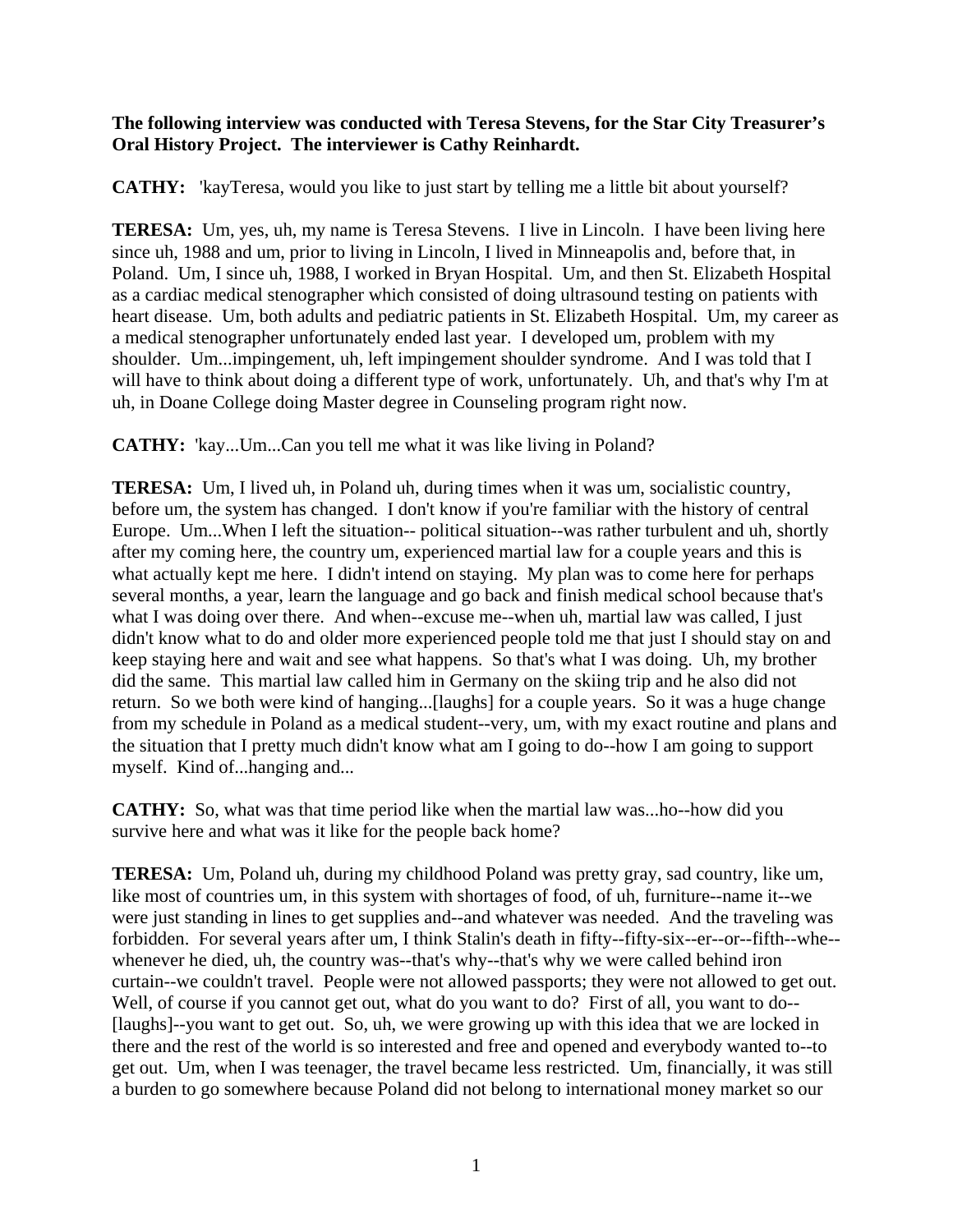**The following interview was conducted with Teresa Stevens, for the Star City Treasurer's Oral History Project. The interviewer is Cathy Reinhardt.**

**CATHY:** 'kayTeresa, would you like to just start by telling me a little bit about yourself?

**TERESA:** Um, yes, uh, my name is Teresa Stevens. I live in Lincoln. I have been living here since uh, 1988 and um, prior to living in Lincoln, I lived in Minneapolis and, before that, in Poland. Um, I since uh, 1988, I worked in Bryan Hospital. Um, and then St. Elizabeth Hospital as a cardiac medical stenographer which consisted of doing ultrasound testing on patients with heart disease. Um, both adults and pediatric patients in St. Elizabeth Hospital. Um, my career as a medical stenographer unfortunately ended last year. I developed um, problem with my shoulder. Um...impingement, uh, left impingement shoulder syndrome. And I was told that I will have to think about doing a different type of work, unfortunately. Uh, and that's why I'm at uh, in Doane College doing Master degree in Counseling program right now.

**CATHY:** 'kay...Um...Can you tell me what it was like living in Poland?

**TERESA:** Um, I lived uh, in Poland uh, during times when it was um, socialistic country, before um, the system has changed. I don't know if you're familiar with the history of central Europe. Um...When I left the situation-- political situation--was rather turbulent and uh, shortly after my coming here, the country um, experienced martial law for a couple years and this is what actually kept me here. I didn't intend on staying. My plan was to come here for perhaps several months, a year, learn the language and go back and finish medical school because that's what I was doing over there. And when--excuse me--when uh, martial law was called, I just didn't know what to do and older more experienced people told me that just I should stay on and keep staying here and wait and see what happens. So that's what I was doing. Uh, my brother did the same. This martial law called him in Germany on the skiing trip and he also did not return. So we both were kind of hanging...[laughs] for a couple years. So it was a huge change from my schedule in Poland as a medical student--very, um, with my exact routine and plans and the situation that I pretty much didn't know what am I going to do--how I am going to support myself. Kind of...hanging and...

**CATHY:** So, what was that time period like when the martial law was...ho--how did you survive here and what was it like for the people back home?

**TERESA:** Um, Poland uh, during my childhood Poland was pretty gray, sad country, like um, like most of countries um, in this system with shortages of food, of uh, furniture--name it--we were just standing in lines to get supplies and--and whatever was needed. And the traveling was forbidden. For several years after um, I think Stalin's death in fifty--fifty-six--er--or--fifth--whe--whenever he died, uh, the country was--that's why--that's why we were called behind iron curtain--we couldn't travel. People were not allowed passports; they were not allowed to get out. Well, of course if you cannot get out, what do you want to do? First of all, you want to do--[laughs]--you want to get out. So, uh, we were growing up with this idea that we are locked in there and the rest of the world is so interested and free and opened and everybody wanted to--to get out. Um, when I was teenager, the travel became less restricted. Um, financially, it was still a burden to go somewhere because Poland did not belong to international money market so our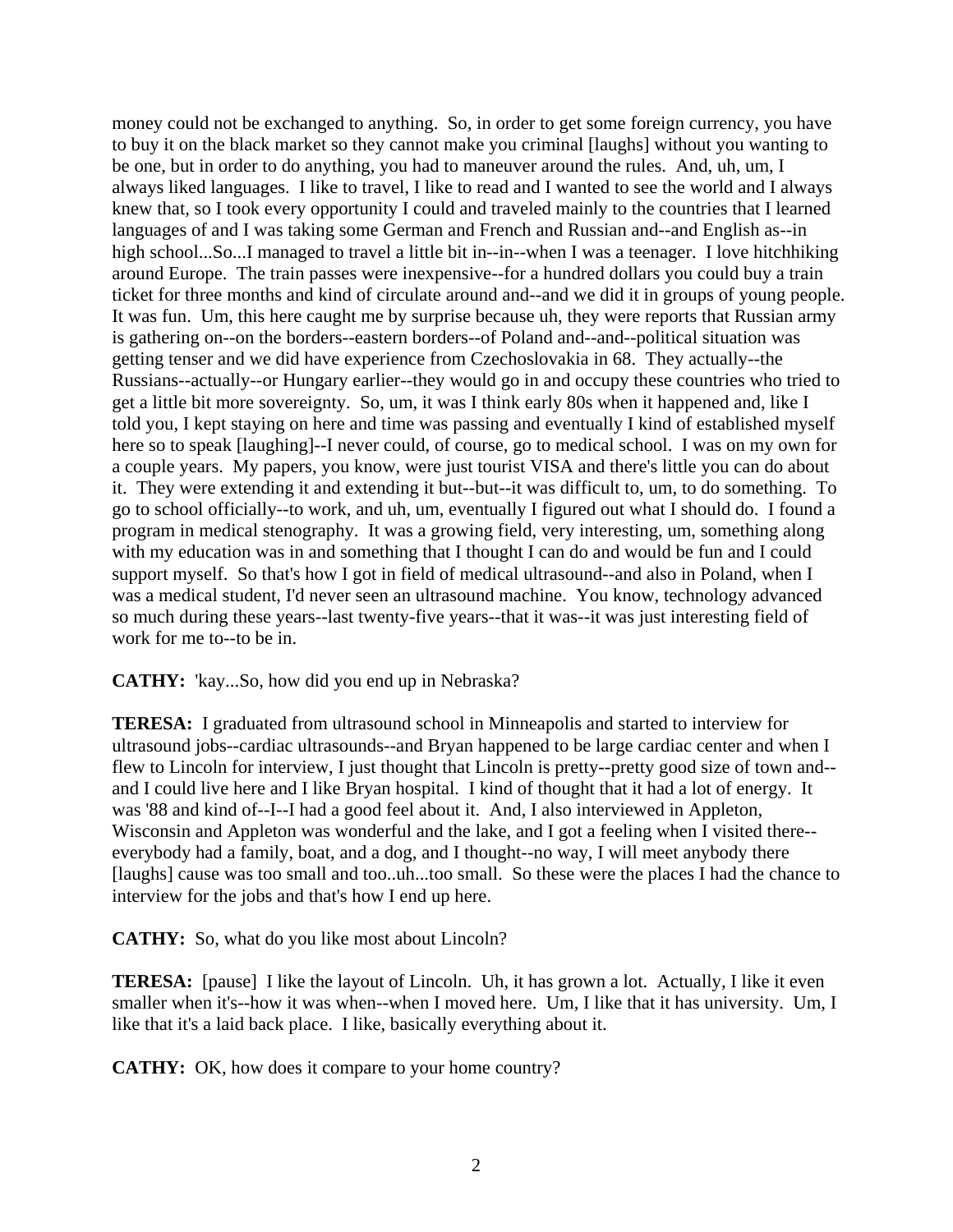money could not be exchanged to anything. So, in order to get some foreign currency, you have to buy it on the black market so they cannot make you criminal [laughs] without you wanting to be one, but in order to do anything, you had to maneuver around the rules. And, uh, um, I always liked languages. I like to travel, I like to read and I wanted to see the world and I always knew that, so I took every opportunity I could and traveled mainly to the countries that I learned languages of and I was taking some German and French and Russian and--and English as--in high school...So...I managed to travel a little bit in--in--when I was a teenager. I love hitchhiking around Europe. The train passes were inexpensive--for a hundred dollars you could buy a train ticket for three months and kind of circulate around and--and we did it in groups of young people. It was fun. Um, this here caught me by surprise because uh, they were reports that Russian army is gathering on--on the borders--eastern borders--of Poland and--and--political situation was getting tenser and we did have experience from Czechoslovakia in 68. They actually--the Russians--actually--or Hungary earlier--they would go in and occupy these countries who tried to get a little bit more sovereignty. So, um, it was I think early 80s when it happened and, like I told you, I kept staying on here and time was passing and eventually I kind of established myself here so to speak [laughing]--I never could, of course, go to medical school. I was on my own for a couple years. My papers, you know, were just tourist VISA and there's little you can do about it. They were extending it and extending it but--but--it was difficult to, um, to do something. To go to school officially--to work, and uh, um, eventually I figured out what I should do. I found a program in medical stenography. It was a growing field, very interesting, um, something along with my education was in and something that I thought I can do and would be fun and I could support myself. So that's how I got in field of medical ultrasound--and also in Poland, when I was a medical student, I'd never seen an ultrasound machine. You know, technology advanced so much during these years--last twenty-five years--that it was--it was just interesting field of work for me to--to be in.

**CATHY:** 'kay...So, how did you end up in Nebraska?

**TERESA:** I graduated from ultrasound school in Minneapolis and started to interview for ultrasound jobs--cardiac ultrasounds--and Bryan happened to be large cardiac center and when I flew to Lincoln for interview, I just thought that Lincoln is pretty--pretty good size of town and--and I could live here and I like Bryan hospital. I kind of thought that it had a lot of energy. It was '88 and kind of--I--I had a good feel about it. And, I also interviewed in Appleton, Wisconsin and Appleton was wonderful and the lake, and I got a feeling when I visited there--everybody had a family, boat, and a dog, and I thought--no way, I will meet anybody there [laughs] cause was too small and too..uh...too small. So these were the places I had the chance to interview for the jobs and that's how I end up here.

**CATHY:** So, what do you like most about Lincoln?

**TERESA:** [pause] I like the layout of Lincoln. Uh, it has grown a lot. Actually, I like it even smaller when it's--how it was when--when I moved here. Um, I like that it has university. Um, I like that it's a laid back place. I like, basically everything about it.

**CATHY:** OK, how does it compare to your home country?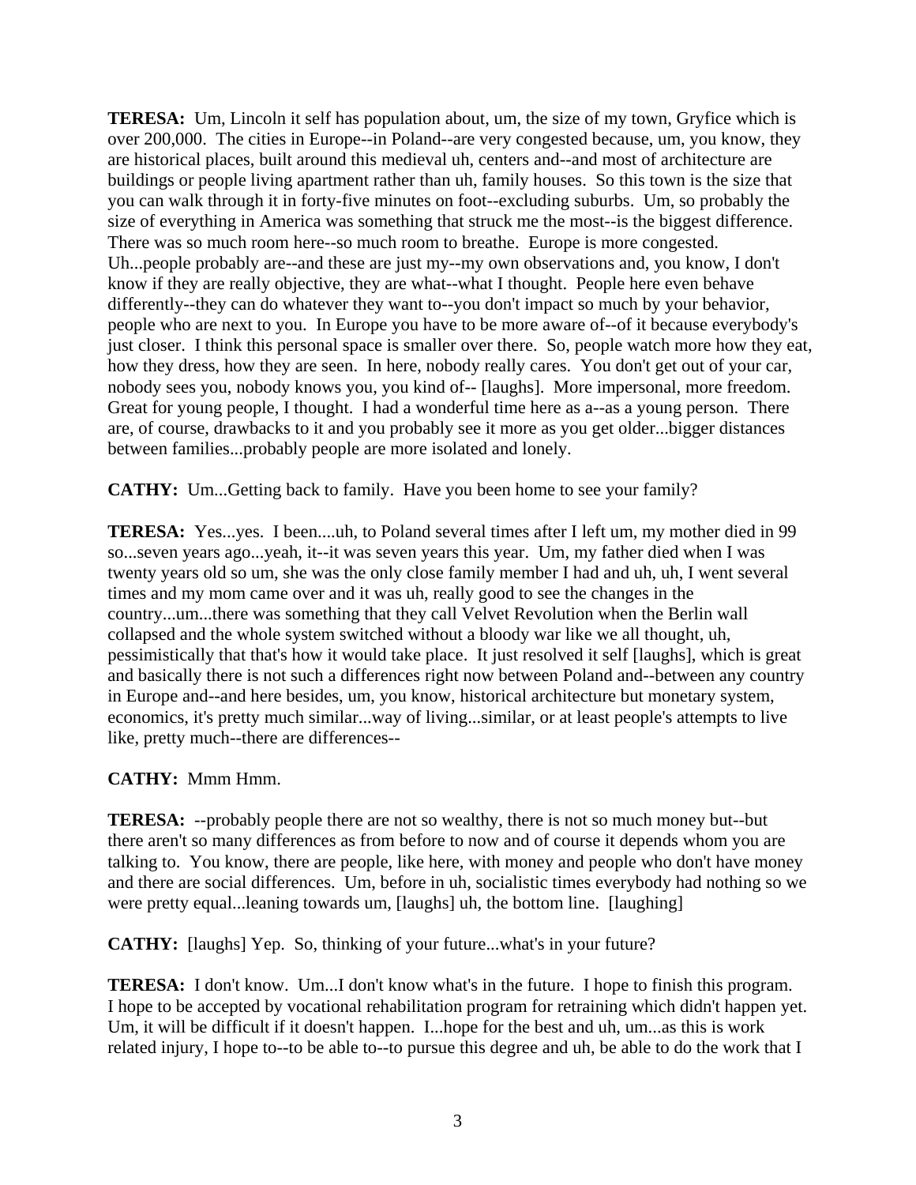**TERESA:** Um, Lincoln it self has population about, um, the size of my town, Gryfice which is over 200,000. The cities in Europe--in Poland--are very congested because, um, you know, they are historical places, built around this medieval uh, centers and--and most of architecture are buildings or people living apartment rather than uh, family houses. So this town is the size that you can walk through it in forty-five minutes on foot--excluding suburbs. Um, so probably the size of everything in America was something that struck me the most--is the biggest difference. There was so much room here--so much room to breathe. Europe is more congested. Uh...people probably are--and these are just my--my own observations and, you know, I don't know if they are really objective, they are what--what I thought. People here even behave differently--they can do whatever they want to--you don't impact so much by your behavior, people who are next to you. In Europe you have to be more aware of--of it because everybody's just closer. I think this personal space is smaller over there. So, people watch more how they eat, how they dress, how they are seen. In here, nobody really cares. You don't get out of your car, nobody sees you, nobody knows you, you kind of-- [laughs]. More impersonal, more freedom. Great for young people, I thought. I had a wonderful time here as a--as a young person. There are, of course, drawbacks to it and you probably see it more as you get older...bigger distances between families...probably people are more isolated and lonely.

**CATHY:** Um...Getting back to family. Have you been home to see your family?

**TERESA:** Yes...yes. I been....uh, to Poland several times after I left um, my mother died in 99 so...seven years ago...yeah, it--it was seven years this year. Um, my father died when I was twenty years old so um, she was the only close family member I had and uh, uh, I went several times and my mom came over and it was uh, really good to see the changes in the country...um...there was something that they call Velvet Revolution when the Berlin wall collapsed and the whole system switched without a bloody war like we all thought, uh, pessimistically that that's how it would take place. It just resolved it self [laughs], which is great and basically there is not such a differences right now between Poland and--between any country in Europe and--and here besides, um, you know, historical architecture but monetary system, economics, it's pretty much similar...way of living...similar, or at least people's attempts to live like, pretty much--there are differences--

**CATHY:** Mmm Hmm.

**TERESA:** --probably people there are not so wealthy, there is not so much money but--but there aren't so many differences as from before to now and of course it depends whom you are talking to. You know, there are people, like here, with money and people who don't have money and there are social differences. Um, before in uh, socialistic times everybody had nothing so we were pretty equal...leaning towards um, [laughs] uh, the bottom line. [laughing]

**CATHY:** [laughs] Yep. So, thinking of your future...what's in your future?

**TERESA:** I don't know. Um...I don't know what's in the future. I hope to finish this program. I hope to be accepted by vocational rehabilitation program for retraining which didn't happen yet. Um, it will be difficult if it doesn't happen. I...hope for the best and uh, um...as this is work related injury, I hope to--to be able to--to pursue this degree and uh, be able to do the work that I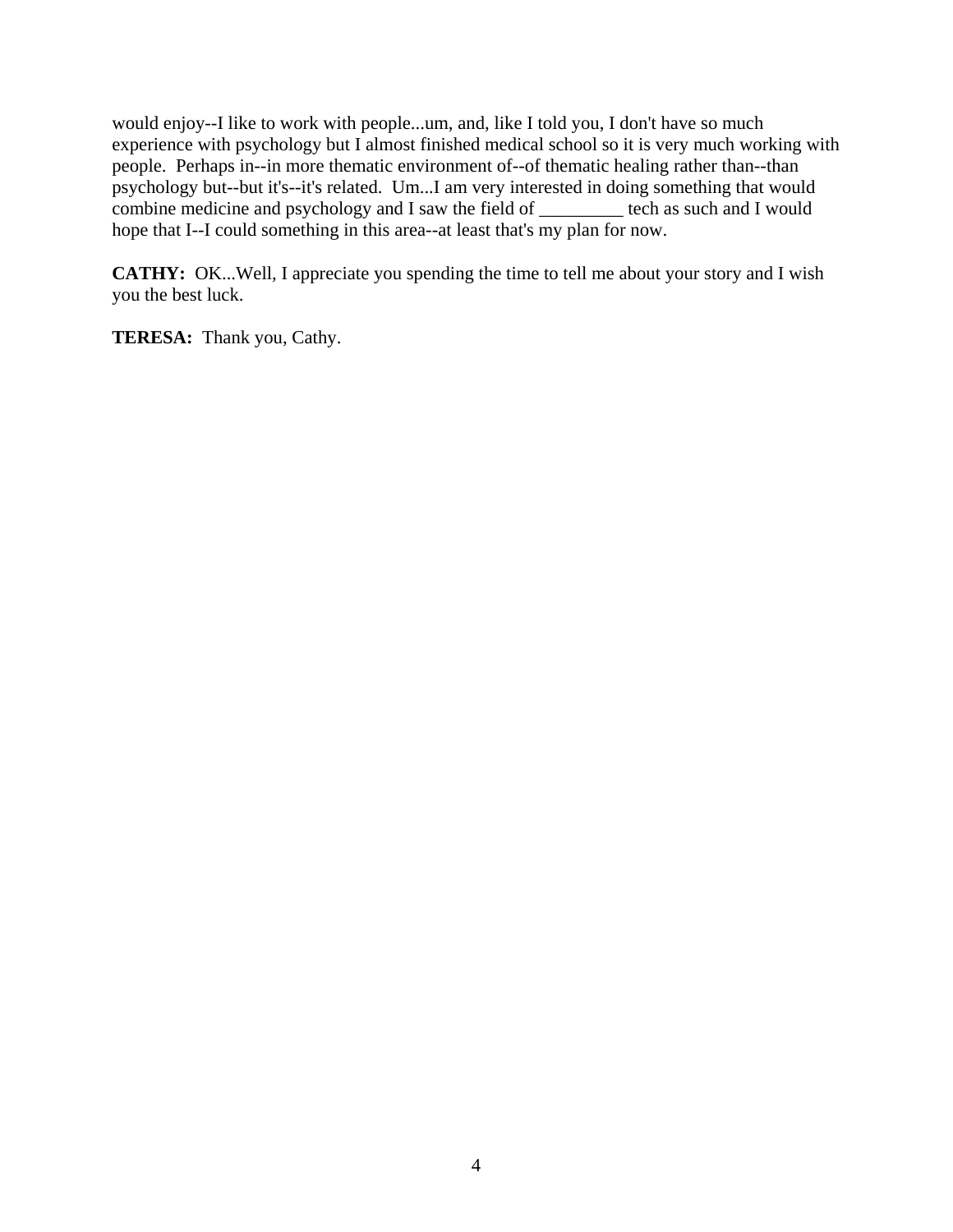would enjoy--I like to work with people...um, and, like I told you, I don't have so much experience with psychology but I almost finished medical school so it is very much working with people. Perhaps in--in more thematic environment of--of thematic healing rather than--than psychology but--but it's--it's related. Um...I am very interested in doing something that would combine medicine and psychology and I saw the field of _________ tech as such and I would hope that I--I could something in this area--at least that's my plan for now.

**CATHY:** OK...Well, I appreciate you spending the time to tell me about your story and I wish you the best luck.

**TERESA:** Thank you, Cathy.